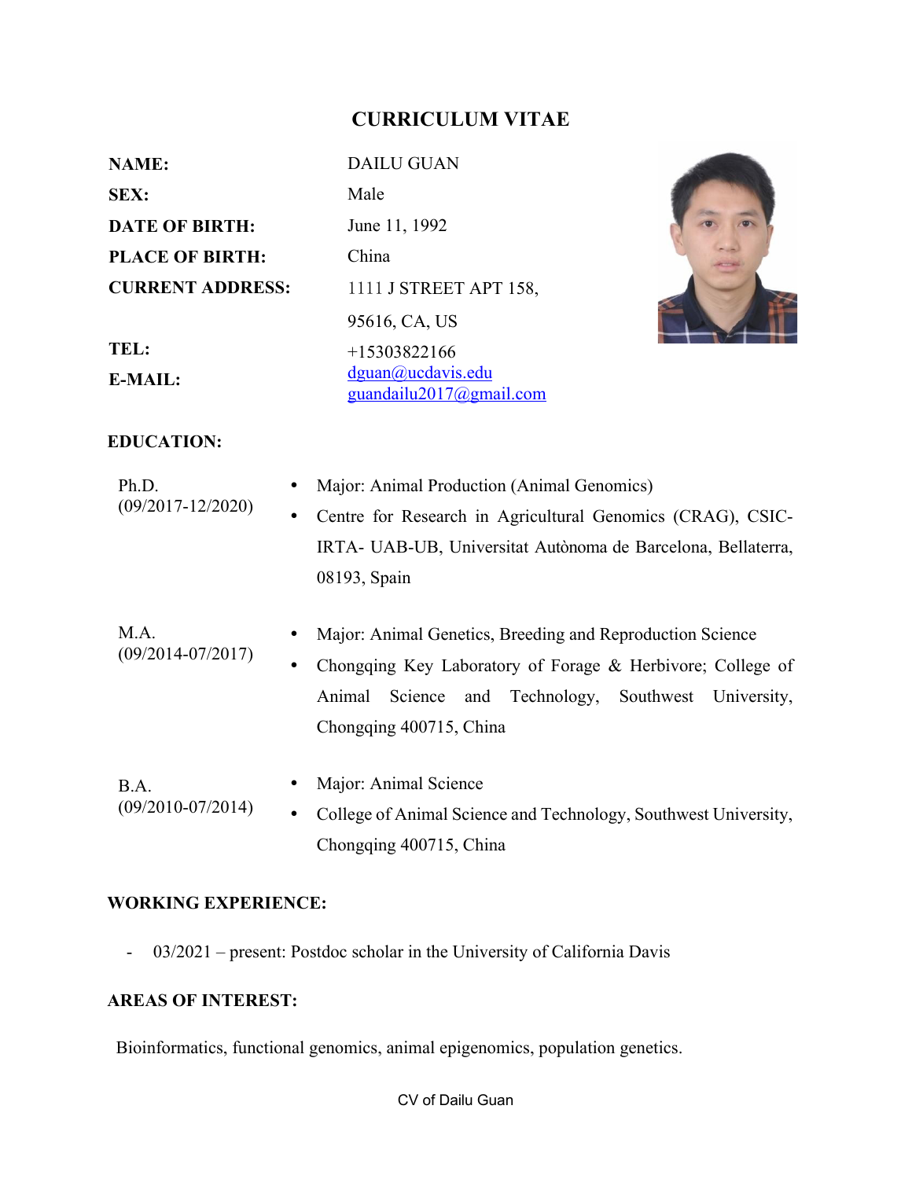# CURRICULUM VITAE

**NAME:** DAILU GUAN

**SEX:** Male

**DATE OF BIRTH:** June 11, 1992

**PLACE OF BIRTH:** China

**CURRENT ADDRESS:** 1111 J STREET APT 158, 95616, CA, US

**TEL:** +15303822166

**E-MAIL:** dguan@ucdavis.edu
guandailu2017@gmail.com

## EDUCATION:

Ph.D. (09/2017-12/2020)

- Major: Animal Production (Animal Genomics)
- Centre for Research in Agricultural Genomics (CRAG), CSIC-IRTA- UAB-UB, Universitat Autònoma de Barcelona, Bellaterra, 08193, Spain

M.A. (09/2014-07/2017)

- Major: Animal Genetics, Breeding and Reproduction Science
- Chongqing Key Laboratory of Forage & Herbivore; College of Animal Science and Technology, Southwest University, Chongqing 400715, China

B.A. (09/2010-07/2014)

- Major: Animal Science
- College of Animal Science and Technology, Southwest University, Chongqing 400715, China

## WORKING EXPERIENCE:

- 03/2021 – present: Postdoc scholar in the University of California Davis

## AREAS OF INTEREST:

Bioinformatics, functional genomics, animal epigenomics, population genetics.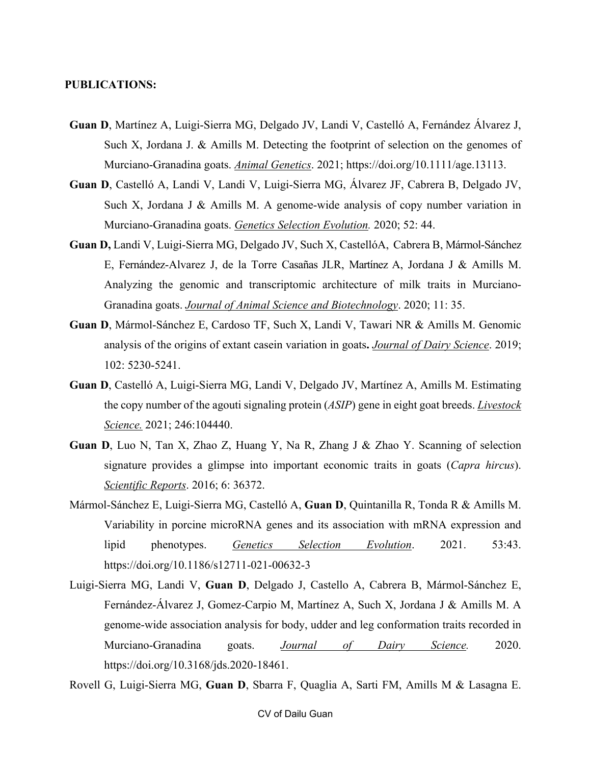**PUBLICATIONS:**

**Guan D**, Martínez A, Luigi-Sierra MG, Delgado JV, Landi V, Castelló A, Fernández Álvarez J, Such X, Jordana J. & Amills M. Detecting the footprint of selection on the genomes of Murciano-Granadina goats. *Animal Genetics*. 2021; https://doi.org/10.1111/age.13113.

**Guan D**, Castelló A, Landi V, Landi V, Luigi-Sierra MG, Álvarez JF, Cabrera B, Delgado JV, Such X, Jordana J & Amills M. A genome-wide analysis of copy number variation in Murciano-Granadina goats. *Genetics Selection Evolution.* 2020; 52: 44.

**Guan D,** Landi V, Luigi-Sierra MG, Delgado JV, Such X, CastellóA, Cabrera B, Mármol-Sánchez E, Fernández-Alvarez J, de la Torre Casañas JLR, Martínez A, Jordana J & Amills M. Analyzing the genomic and transcriptomic architecture of milk traits in Murciano-Granadina goats. *Journal of Animal Science and Biotechnology*. 2020; 11: 35.

**Guan D**, Mármol-Sánchez E, Cardoso TF, Such X, Landi V, Tawari NR & Amills M. Genomic analysis of the origins of extant casein variation in goats**.** *Journal of Dairy Science*. 2019; 102: 5230-5241.

**Guan D**, Castelló A, Luigi-Sierra MG, Landi V, Delgado JV, Martínez A, Amills M. Estimating the copy number of the agouti signaling protein (*ASIP*) gene in eight goat breeds. *Livestock Science.* 2021; 246:104440.

**Guan D**, Luo N, Tan X, Zhao Z, Huang Y, Na R, Zhang J & Zhao Y. Scanning of selection signature provides a glimpse into important economic traits in goats (*Capra hircus*). *Scientific Reports*. 2016; 6: 36372.

Mármol-Sánchez E, Luigi-Sierra MG, Castelló A, **Guan D**, Quintanilla R, Tonda R & Amills M. Variability in porcine microRNA genes and its association with mRNA expression and lipid phenotypes. *Genetics Selection Evolution*. 2021. 53:43. https://doi.org/10.1186/s12711-021-00632-3

Luigi-Sierra MG, Landi V, **Guan D**, Delgado J, Castello A, Cabrera B, Mármol-Sánchez E, Fernández-Álvarez J, Gomez-Carpio M, Martínez A, Such X, Jordana J & Amills M. A genome-wide association analysis for body, udder and leg conformation traits recorded in Murciano-Granadina goats. *Journal of Dairy Science.* 2020. https://doi.org/10.3168/jds.2020-18461.

Rovell G, Luigi-Sierra MG, **Guan D**, Sbarra F, Quaglia A, Sarti FM, Amills M & Lasagna E.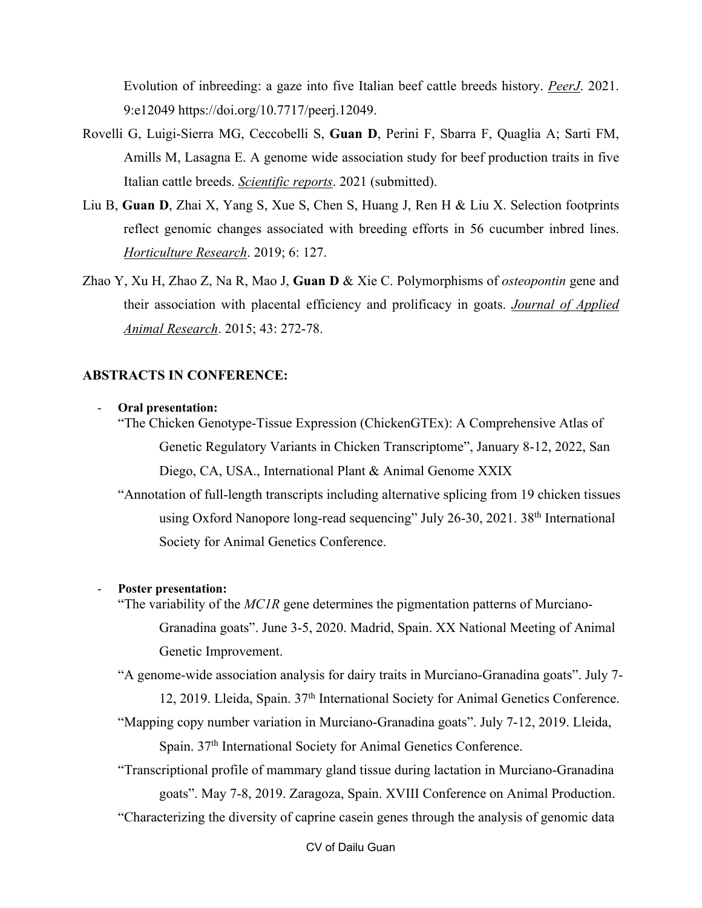Evolution of inbreeding: a gaze into five Italian beef cattle breeds history. *PeerJ*. 2021. 9:e12049 https://doi.org/10.7717/peerj.12049.

Rovelli G, Luigi-Sierra MG, Ceccobelli S, **Guan D**, Perini F, Sbarra F, Quaglia A; Sarti FM, Amills M, Lasagna E. A genome wide association study for beef production traits in five Italian cattle breeds. *Scientific reports*. 2021 (submitted).

Liu B, **Guan D**, Zhai X, Yang S, Xue S, Chen S, Huang J, Ren H & Liu X. Selection footprints reflect genomic changes associated with breeding efforts in 56 cucumber inbred lines. *Horticulture Research*. 2019; 6: 127.

Zhao Y, Xu H, Zhao Z, Na R, Mao J, **Guan D** & Xie C. Polymorphisms of *osteopontin* gene and their association with placental efficiency and prolificacy in goats. *Journal of Applied Animal Research*. 2015; 43: 272-78.

## ABSTRACTS IN CONFERENCE:

- **Oral presentation:**

  "The Chicken Genotype-Tissue Expression (ChickenGTEx): A Comprehensive Atlas of Genetic Regulatory Variants in Chicken Transcriptome", January 8-12, 2022, San Diego, CA, USA., International Plant & Animal Genome XXIX

  "Annotation of full-length transcripts including alternative splicing from 19 chicken tissues using Oxford Nanopore long-read sequencing" July 26-30, 2021. 38th International Society for Animal Genetics Conference.

- **Poster presentation:**

  "The variability of the *MC1R* gene determines the pigmentation patterns of Murciano-Granadina goats". June 3-5, 2020. Madrid, Spain. XX National Meeting of Animal Genetic Improvement.

  "A genome-wide association analysis for dairy traits in Murciano-Granadina goats". July 7-12, 2019. Lleida, Spain. 37th International Society for Animal Genetics Conference.

  "Mapping copy number variation in Murciano-Granadina goats". July 7-12, 2019. Lleida, Spain. 37th International Society for Animal Genetics Conference.

  "Transcriptional profile of mammary gland tissue during lactation in Murciano-Granadina goats". May 7-8, 2019. Zaragoza, Spain. XVIII Conference on Animal Production.

  "Characterizing the diversity of caprine casein genes through the analysis of genomic data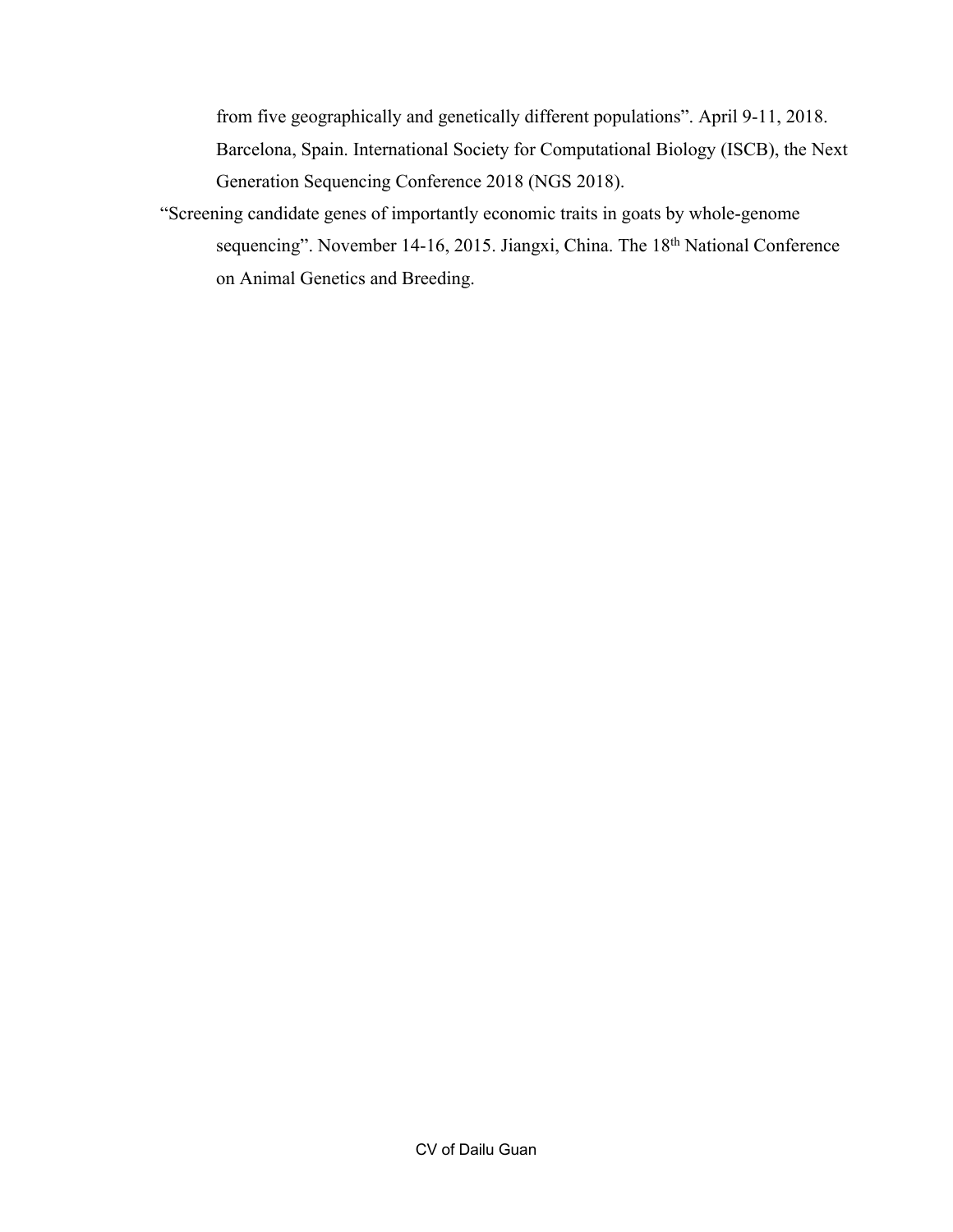from five geographically and genetically different populations". April 9-11, 2018. Barcelona, Spain. International Society for Computational Biology (ISCB), the Next Generation Sequencing Conference 2018 (NGS 2018).

"Screening candidate genes of importantly economic traits in goats by whole-genome sequencing". November 14-16, 2015. Jiangxi, China. The 18th National Conference on Animal Genetics and Breeding.